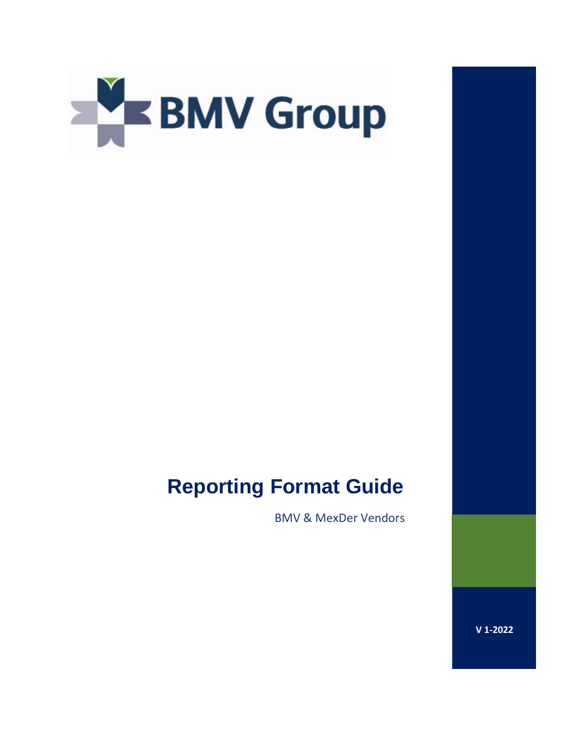BMV Group

# Reporting Format Guide

BMV & MexDer Vendors

**V 1-2022**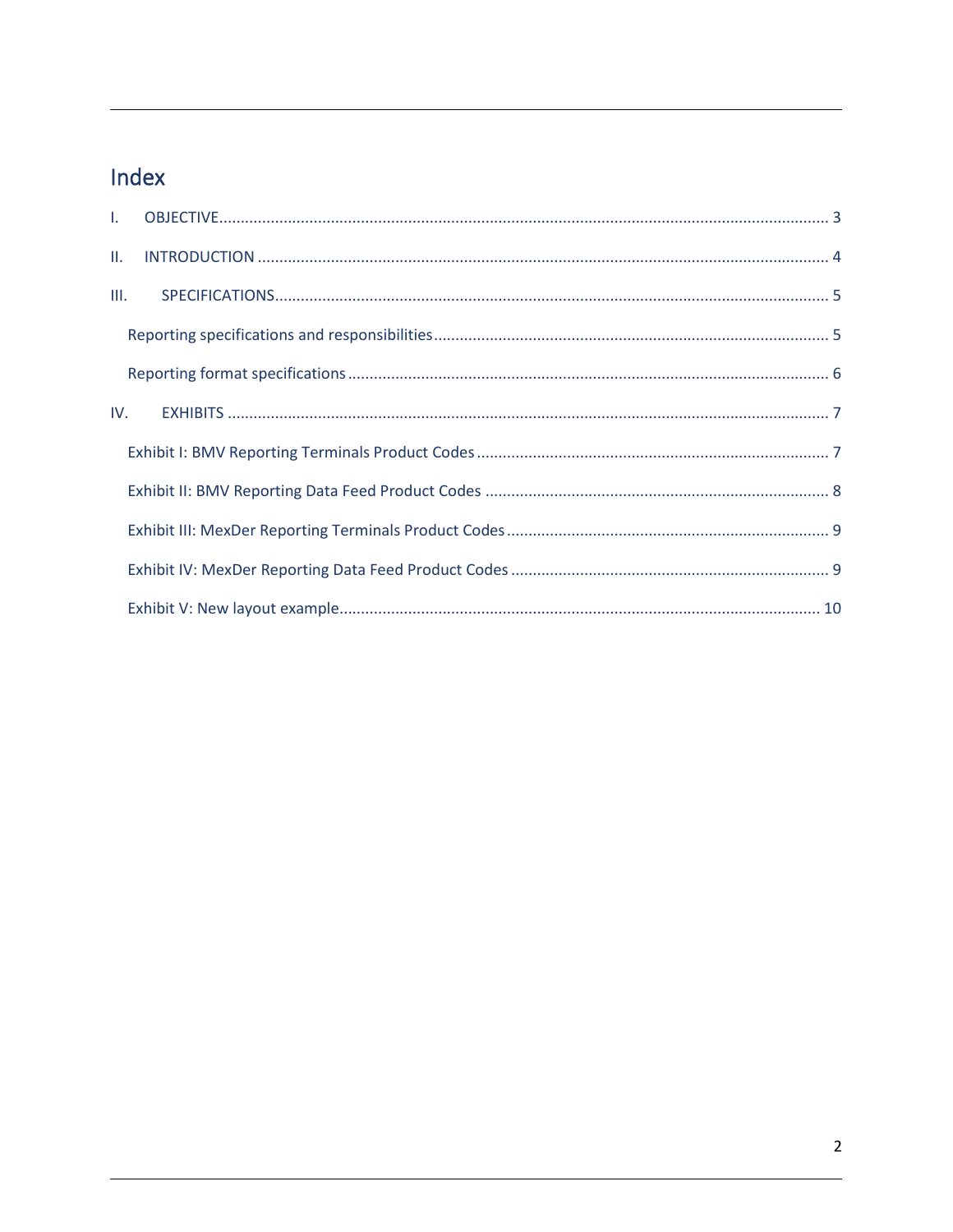# Index

I. OBJECTIVE ........................................................................................................................................ 3

II. INTRODUCTION ................................................................................................................................ 4

III. SPECIFICATIONS ............................................................................................................................. 5

Reporting specifications and responsibilities ........................................................................................ 5

Reporting format specifications ............................................................................................................ 6

IV. EXHIBITS ........................................................................................................................................ 7

Exhibit I: BMV Reporting Terminals Product Codes .............................................................................. 7

Exhibit II: BMV Reporting Data Feed Product Codes ............................................................................. 8

Exhibit III: MexDer Reporting Terminals Product Codes ........................................................................ 9

Exhibit IV: MexDer Reporting Data Feed Product Codes ........................................................................ 9

Exhibit V: New layout example ............................................................................................................. 10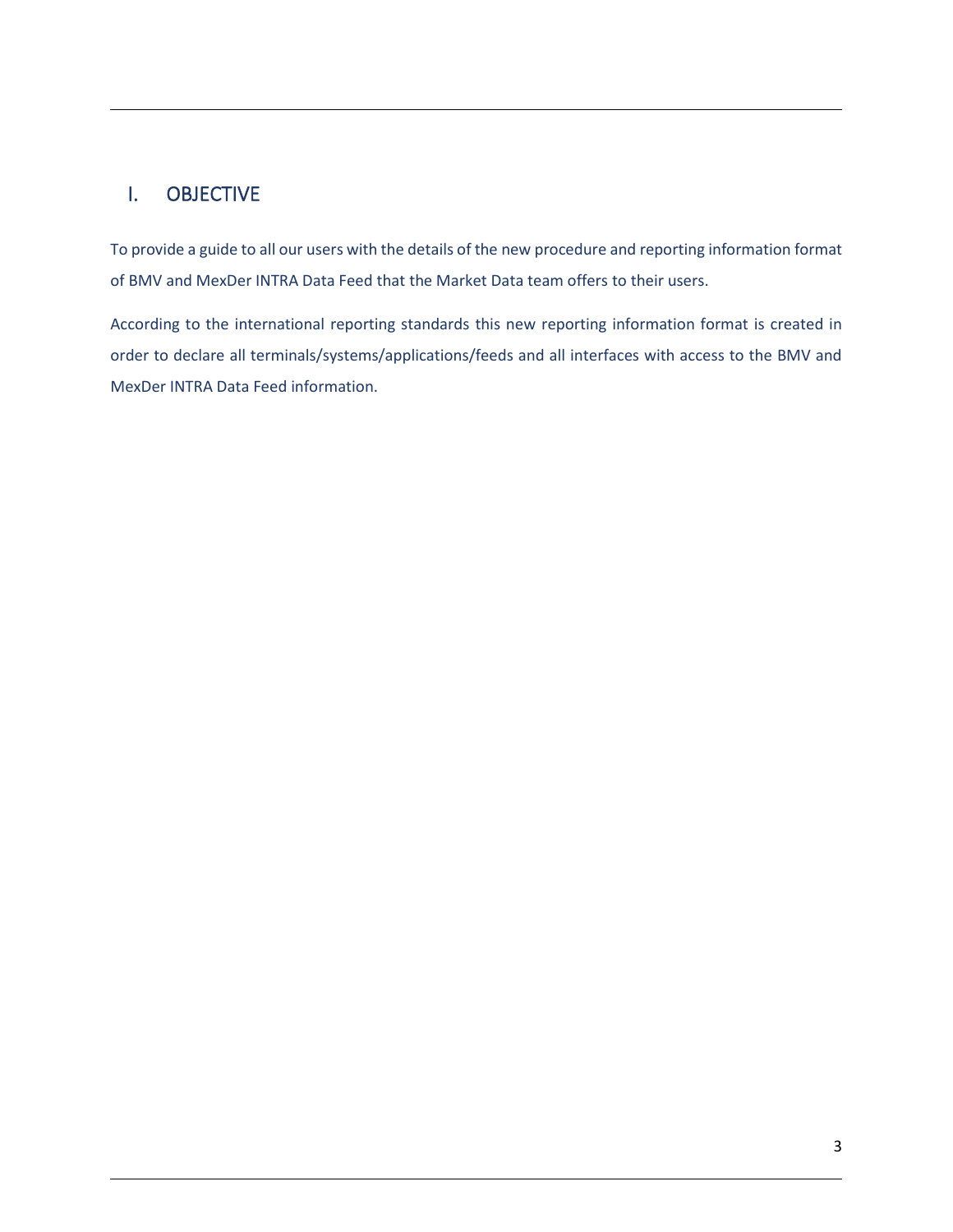## I. OBJECTIVE

To provide a guide to all our users with the details of the new procedure and reporting information format of BMV and MexDer INTRA Data Feed that the Market Data team offers to their users.

According to the international reporting standards this new reporting information format is created in order to declare all terminals/systems/applications/feeds and all interfaces with access to the BMV and MexDer INTRA Data Feed information.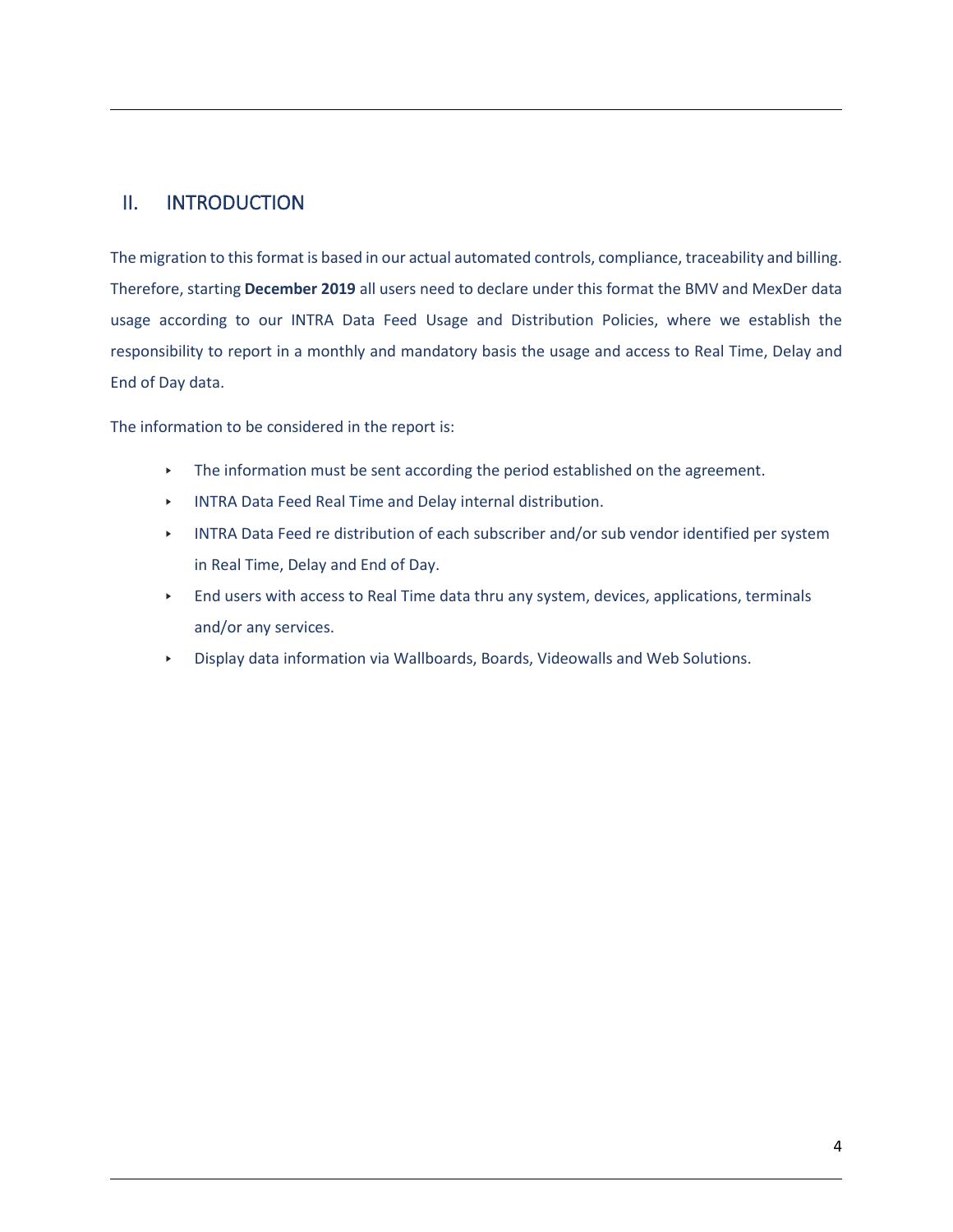## II. INTRODUCTION

The migration to this format is based in our actual automated controls, compliance, traceability and billing. Therefore, starting **December 2019** all users need to declare under this format the BMV and MexDer data usage according to our INTRA Data Feed Usage and Distribution Policies, where we establish the responsibility to report in a monthly and mandatory basis the usage and access to Real Time, Delay and End of Day data.

The information to be considered in the report is:

- The information must be sent according the period established on the agreement.
- INTRA Data Feed Real Time and Delay internal distribution.
- INTRA Data Feed re distribution of each subscriber and/or sub vendor identified per system in Real Time, Delay and End of Day.
- End users with access to Real Time data thru any system, devices, applications, terminals and/or any services.
- Display data information via Wallboards, Boards, Videowalls and Web Solutions.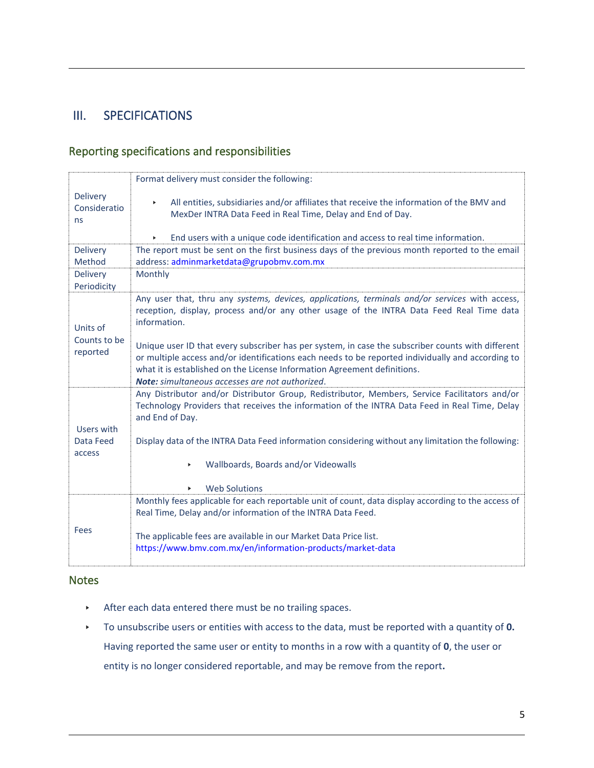## III. SPECIFICATIONS

### Reporting specifications and responsibilities

| | |
|---|---|
| Delivery Considerations | Format delivery must consider the following:<br><br>- All entities, subsidiaries and/or affiliates that receive the information of the BMV and MexDer INTRA Data Feed in Real Time, Delay and End of Day.<br>- End users with a unique code identification and access to real time information. |
| Delivery Method | The report must be sent on the first business days of the previous month reported to the email address: adminmarketdata@grupobmv.com.mx |
| Delivery Periodicity | Monthly |
| Units of Counts to be reported | Any user that, thru any *systems, devices, applications, terminals and/or services* with access, reception, display, process and/or any other usage of the INTRA Data Feed Real Time data information.<br><br>Unique user ID that every subscriber has per system, in case the subscriber counts with different or multiple access and/or identifications each needs to be reported individually and according to what it is established on the License Information Agreement definitions.<br>***Note:*** *simultaneous accesses are not authorized*. |
| Users with Data Feed access | Any Distributor and/or Distributor Group, Redistributor, Members, Service Facilitators and/or Technology Providers that receives the information of the INTRA Data Feed in Real Time, Delay and End of Day.<br><br>Display data of the INTRA Data Feed information considering without any limitation the following:<br><br>- Wallboards, Boards and/or Videowalls<br>- Web Solutions |
| Fees | Monthly fees applicable for each reportable unit of count, data display according to the access of Real Time, Delay and/or information of the INTRA Data Feed.<br><br>The applicable fees are available in our Market Data Price list.<br>https://www.bmv.com.mx/en/information-products/market-data |

### Notes

- After each data entered there must be no trailing spaces.
- To unsubscribe users or entities with access to the data, must be reported with a quantity of **0.** Having reported the same user or entity to months in a row with a quantity of **0**, the user or entity is no longer considered reportable, and may be remove from the report**.**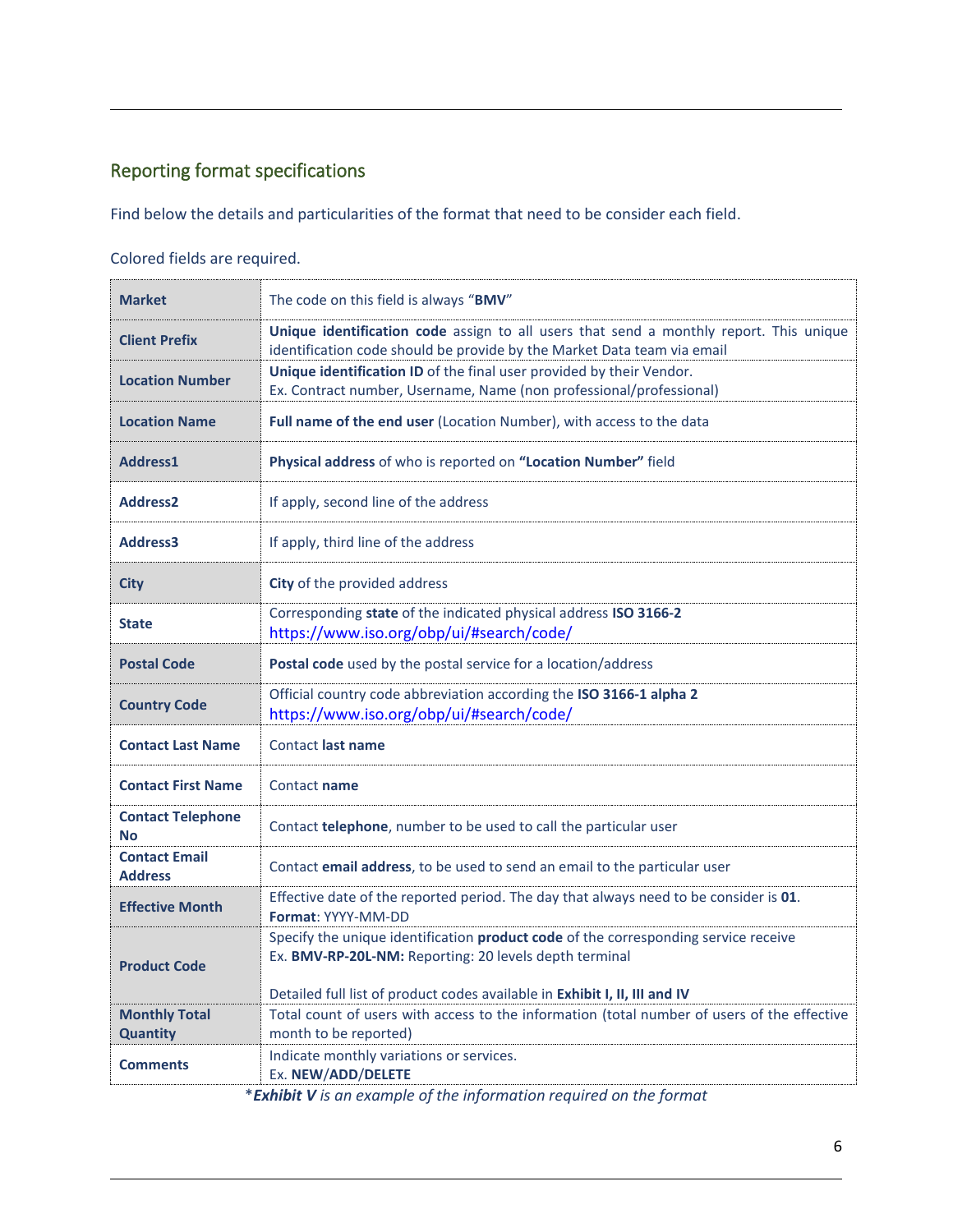## Reporting format specifications

Find below the details and particularities of the format that need to be consider each field.

Colored fields are required.

| | |
|---|---|
| **Market** | The code on this field is always "**BMV**" |
| **Client Prefix** | **Unique identification code** assign to all users that send a monthly report. This unique identification code should be provide by the Market Data team via email |
| **Location Number** | **Unique identification ID** of the final user provided by their Vendor. Ex. Contract number, Username, Name (non professional/professional) |
| **Location Name** | **Full name of the end user** (Location Number), with access to the data |
| **Address1** | **Physical address** of who is reported on **"Location Number"** field |
| **Address2** | If apply, second line of the address |
| **Address3** | If apply, third line of the address |
| **City** | **City** of the provided address |
| **State** | Corresponding **state** of the indicated physical address **ISO 3166-2** https://www.iso.org/obp/ui/#search/code/ |
| **Postal Code** | **Postal code** used by the postal service for a location/address |
| **Country Code** | Official country code abbreviation according the **ISO 3166-1 alpha 2** https://www.iso.org/obp/ui/#search/code/ |
| **Contact Last Name** | Contact **last name** |
| **Contact First Name** | Contact **name** |
| **Contact Telephone No** | Contact **telephone**, number to be used to call the particular user |
| **Contact Email Address** | Contact **email address**, to be used to send an email to the particular user |
| **Effective Month** | Effective date of the reported period. The day that always need to be consider is **01**. **Format**: YYYY-MM-DD |
| **Product Code** | Specify the unique identification **product code** of the corresponding service receive Ex. **BMV-RP-20L-NM:** Reporting: 20 levels depth terminal<br><br>Detailed full list of product codes available in **Exhibit I, II, III and IV** |
| **Monthly Total Quantity** | Total count of users with access to the information (total number of users of the effective month to be reported) |
| **Comments** | Indicate monthly variations or services. Ex. **NEW**/**ADD**/**DELETE** |

*\****Exhibit V*** *is an example of the information required on the format*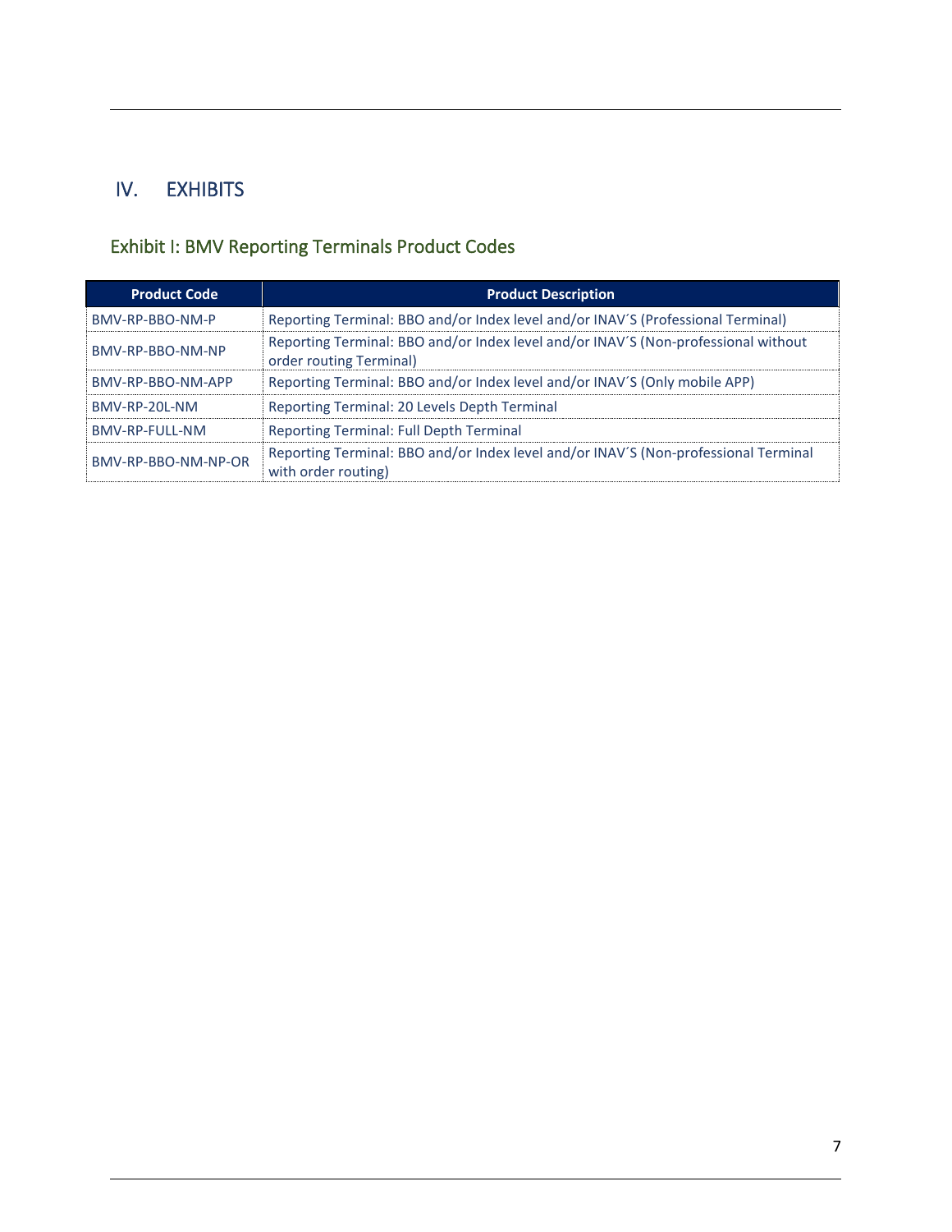# IV. EXHIBITS

## Exhibit I: BMV Reporting Terminals Product Codes

| Product Code | Product Description |
|---|---|
| BMV-RP-BBO-NM-P | Reporting Terminal: BBO and/or Index level and/or INAV´S (Professional Terminal) |
| BMV-RP-BBO-NM-NP | Reporting Terminal: BBO and/or Index level and/or INAV´S (Non-professional without order routing Terminal) |
| BMV-RP-BBO-NM-APP | Reporting Terminal: BBO and/or Index level and/or INAV´S (Only mobile APP) |
| BMV-RP-20L-NM | Reporting Terminal: 20 Levels Depth Terminal |
| BMV-RP-FULL-NM | Reporting Terminal: Full Depth Terminal |
| BMV-RP-BBO-NM-NP-OR | Reporting Terminal: BBO and/or Index level and/or INAV´S (Non-professional Terminal with order routing) |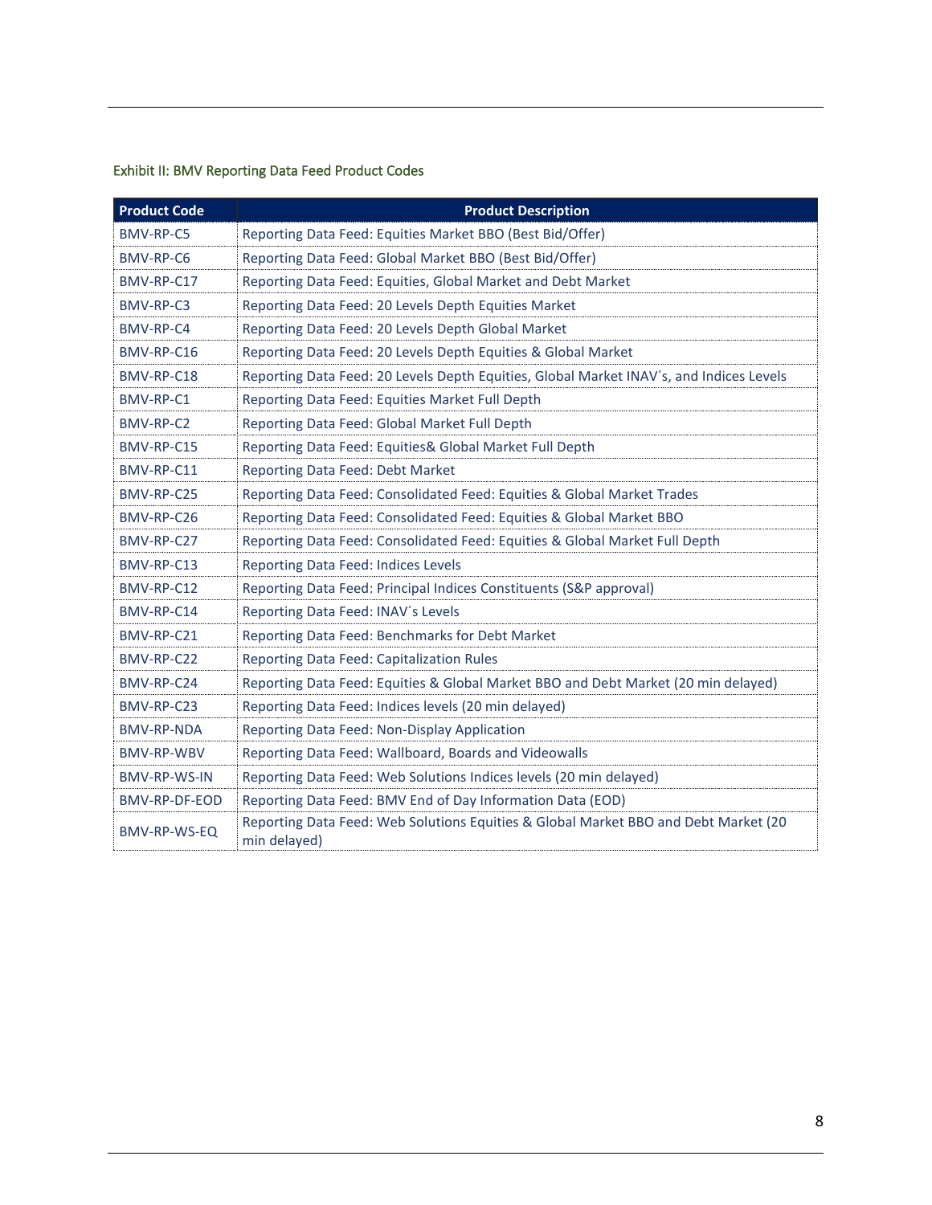Exhibit II: BMV Reporting Data Feed Product Codes

| Product Code | Product Description |
|---|---|
| BMV-RP-C5 | Reporting Data Feed: Equities Market BBO (Best Bid/Offer) |
| BMV-RP-C6 | Reporting Data Feed: Global Market BBO (Best Bid/Offer) |
| BMV-RP-C17 | Reporting Data Feed: Equities, Global Market and Debt Market |
| BMV-RP-C3 | Reporting Data Feed: 20 Levels Depth Equities Market |
| BMV-RP-C4 | Reporting Data Feed: 20 Levels Depth Global Market |
| BMV-RP-C16 | Reporting Data Feed: 20 Levels Depth Equities & Global Market |
| BMV-RP-C18 | Reporting Data Feed: 20 Levels Depth Equities, Global Market INAV´s, and Indices Levels |
| BMV-RP-C1 | Reporting Data Feed: Equities Market Full Depth |
| BMV-RP-C2 | Reporting Data Feed: Global Market Full Depth |
| BMV-RP-C15 | Reporting Data Feed: Equities& Global Market Full Depth |
| BMV-RP-C11 | Reporting Data Feed: Debt Market |
| BMV-RP-C25 | Reporting Data Feed: Consolidated Feed: Equities & Global Market Trades |
| BMV-RP-C26 | Reporting Data Feed: Consolidated Feed: Equities & Global Market BBO |
| BMV-RP-C27 | Reporting Data Feed: Consolidated Feed: Equities & Global Market Full Depth |
| BMV-RP-C13 | Reporting Data Feed: Indices Levels |
| BMV-RP-C12 | Reporting Data Feed: Principal Indices Constituents (S&P approval) |
| BMV-RP-C14 | Reporting Data Feed: INAV´s Levels |
| BMV-RP-C21 | Reporting Data Feed: Benchmarks for Debt Market |
| BMV-RP-C22 | Reporting Data Feed: Capitalization Rules |
| BMV-RP-C24 | Reporting Data Feed: Equities & Global Market BBO and Debt Market (20 min delayed) |
| BMV-RP-C23 | Reporting Data Feed: Indices levels (20 min delayed) |
| BMV-RP-NDA | Reporting Data Feed: Non-Display Application |
| BMV-RP-WBV | Reporting Data Feed: Wallboard, Boards and Videowalls |
| BMV-RP-WS-IN | Reporting Data Feed: Web Solutions Indices levels (20 min delayed) |
| BMV-RP-DF-EOD | Reporting Data Feed: BMV End of Day Information Data (EOD) |
| BMV-RP-WS-EQ | Reporting Data Feed: Web Solutions Equities & Global Market BBO and Debt Market (20 min delayed) |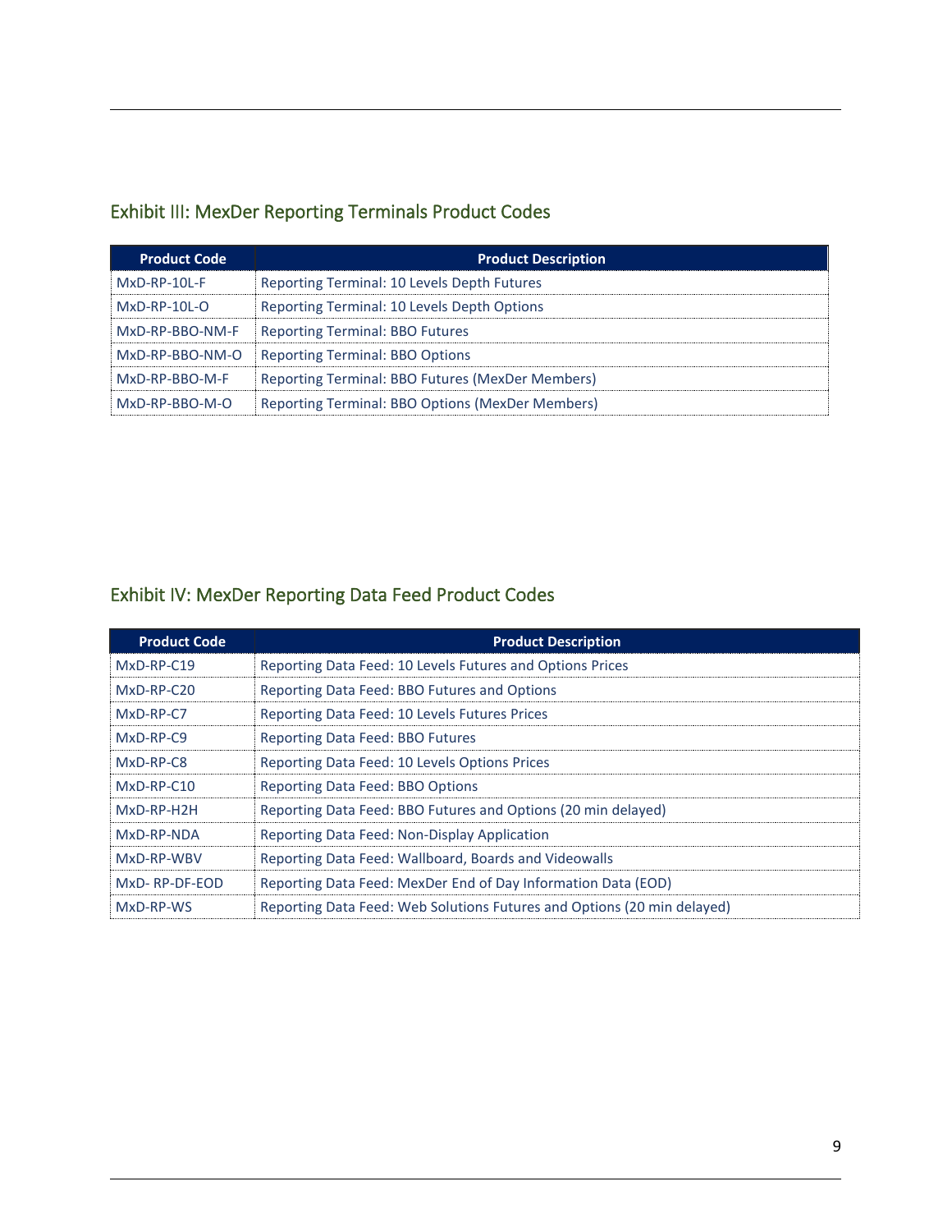## Exhibit III: MexDer Reporting Terminals Product Codes

| Product Code | Product Description |
|---|---|
| MxD-RP-10L-F | Reporting Terminal: 10 Levels Depth Futures |
| MxD-RP-10L-O | Reporting Terminal: 10 Levels Depth Options |
| MxD-RP-BBO-NM-F | Reporting Terminal: BBO Futures |
| MxD-RP-BBO-NM-O | Reporting Terminal: BBO Options |
| MxD-RP-BBO-M-F | Reporting Terminal: BBO Futures (MexDer Members) |
| MxD-RP-BBO-M-O | Reporting Terminal: BBO Options (MexDer Members) |

## Exhibit IV: MexDer Reporting Data Feed Product Codes

| Product Code | Product Description |
|---|---|
| MxD-RP-C19 | Reporting Data Feed: 10 Levels Futures and Options Prices |
| MxD-RP-C20 | Reporting Data Feed: BBO Futures and Options |
| MxD-RP-C7 | Reporting Data Feed: 10 Levels Futures Prices |
| MxD-RP-C9 | Reporting Data Feed: BBO Futures |
| MxD-RP-C8 | Reporting Data Feed: 10 Levels Options Prices |
| MxD-RP-C10 | Reporting Data Feed: BBO Options |
| MxD-RP-H2H | Reporting Data Feed: BBO Futures and Options (20 min delayed) |
| MxD-RP-NDA | Reporting Data Feed: Non-Display Application |
| MxD-RP-WBV | Reporting Data Feed: Wallboard, Boards and Videowalls |
| MxD- RP-DF-EOD | Reporting Data Feed: MexDer End of Day Information Data (EOD) |
| MxD-RP-WS | Reporting Data Feed: Web Solutions Futures and Options (20 min delayed) |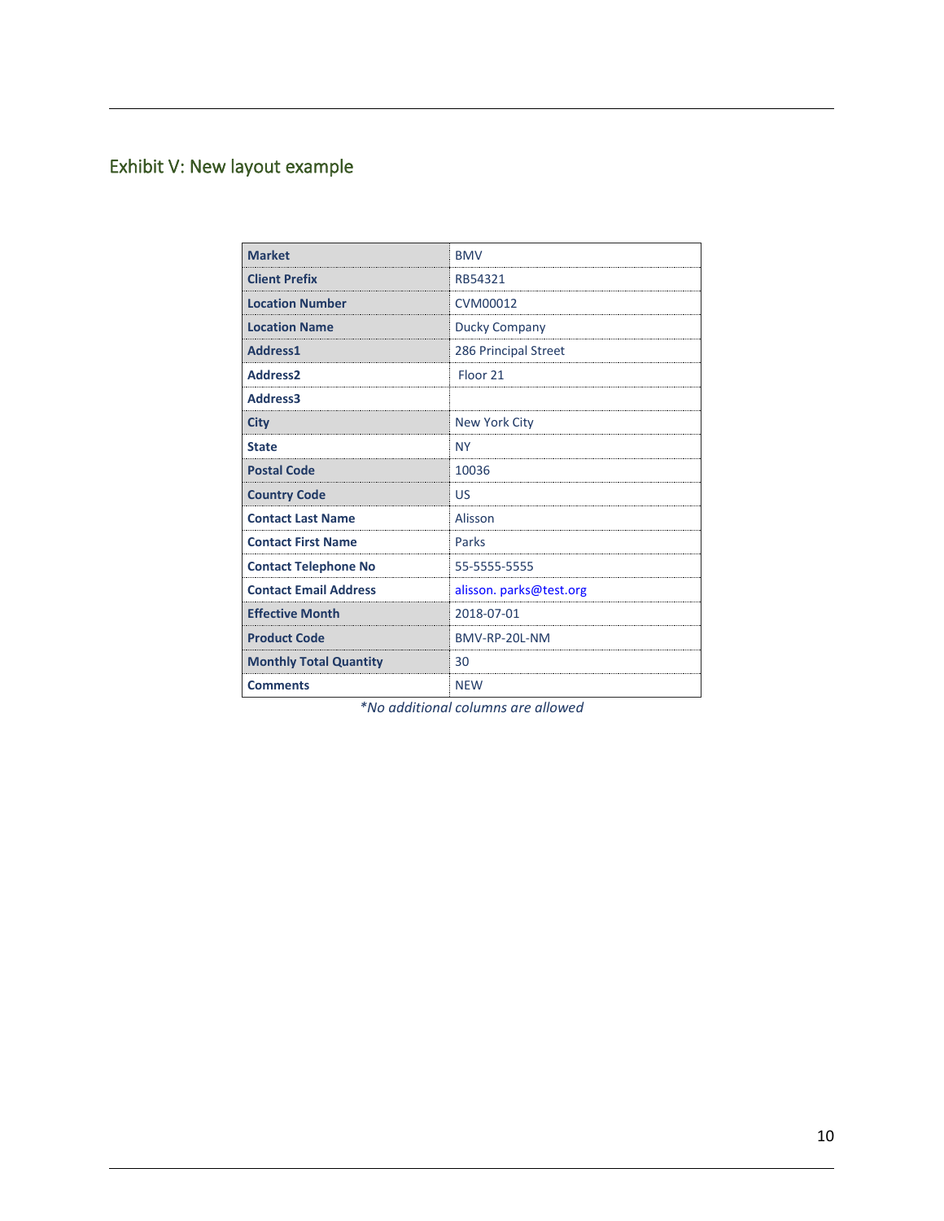## Exhibit V: New layout example

| | |
|---|---|
| **Market** | BMV |
| **Client Prefix** | RB54321 |
| **Location Number** | CVM00012 |
| **Location Name** | Ducky Company |
| **Address1** | 286 Principal Street |
| **Address2** | Floor 21 |
| **Address3** | |
| **City** | New York City |
| **State** | NY |
| **Postal Code** | 10036 |
| **Country Code** | US |
| **Contact Last Name** | Alisson |
| **Contact First Name** | Parks |
| **Contact Telephone No** | 55-5555-5555 |
| **Contact Email Address** | alisson. parks@test.org |
| **Effective Month** | 2018-07-01 |
| **Product Code** | BMV-RP-20L-NM |
| **Monthly Total Quantity** | 30 |
| **Comments** | NEW |

*\*No additional columns are allowed*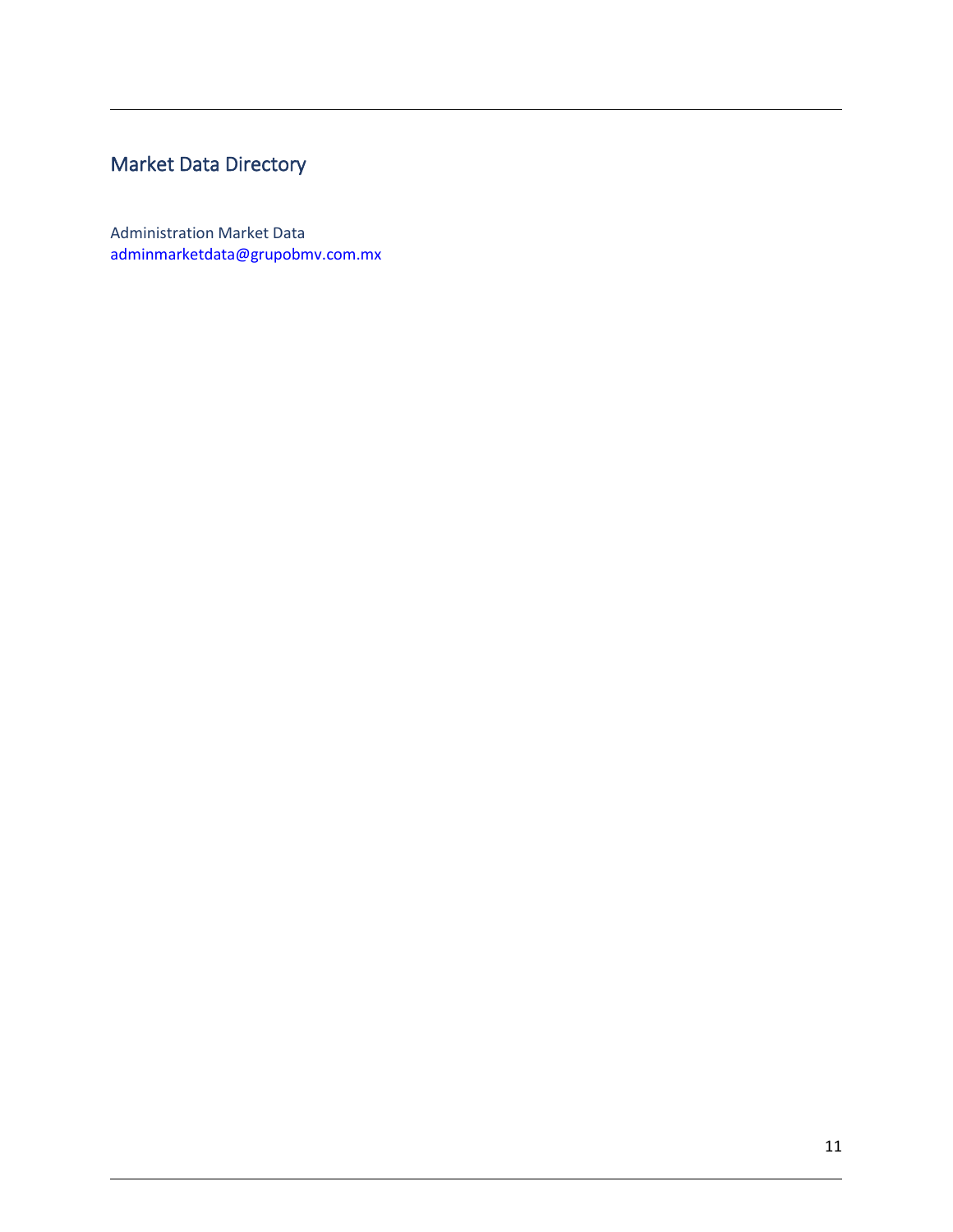## Market Data Directory

Administration Market Data
adminmarketdata@grupobmv.com.mx